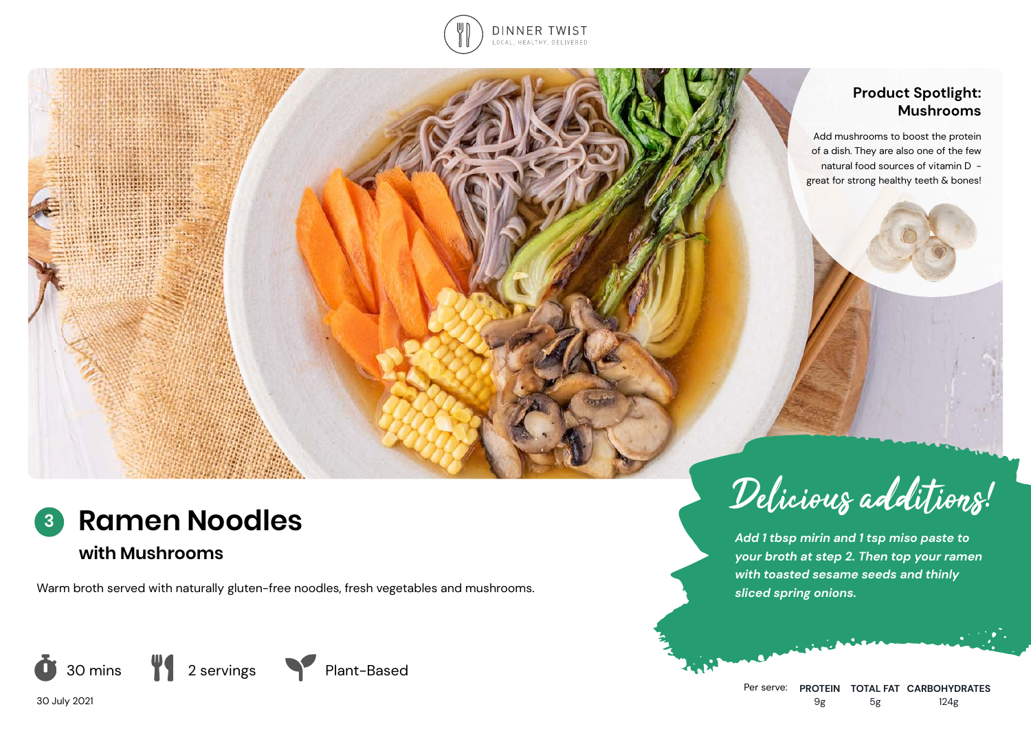DINNER TWIST
LOCAL, HEALTHY, DELIVERED

## Product Spotlight: Mushrooms

Add mushrooms to boost the protein of a dish. They are also one of the few natural food sources of vitamin D - great for strong healthy teeth & bones!

# 3 Ramen Noodles

### with Mushrooms

Warm broth served with naturally gluten-free noodles, fresh vegetables and mushrooms.

30 mins | 2 servings | Plant-Based

30 July 2021

## Delicious additions!

*Add 1 tbsp mirin and 1 tsp miso paste to your broth at step 2. Then top your ramen with toasted sesame seeds and thinly sliced spring onions.*

| Per serve: | PROTEIN | TOTAL FAT | CARBOHYDRATES |
|---|---|---|---|
| | 9g | 5g | 124g |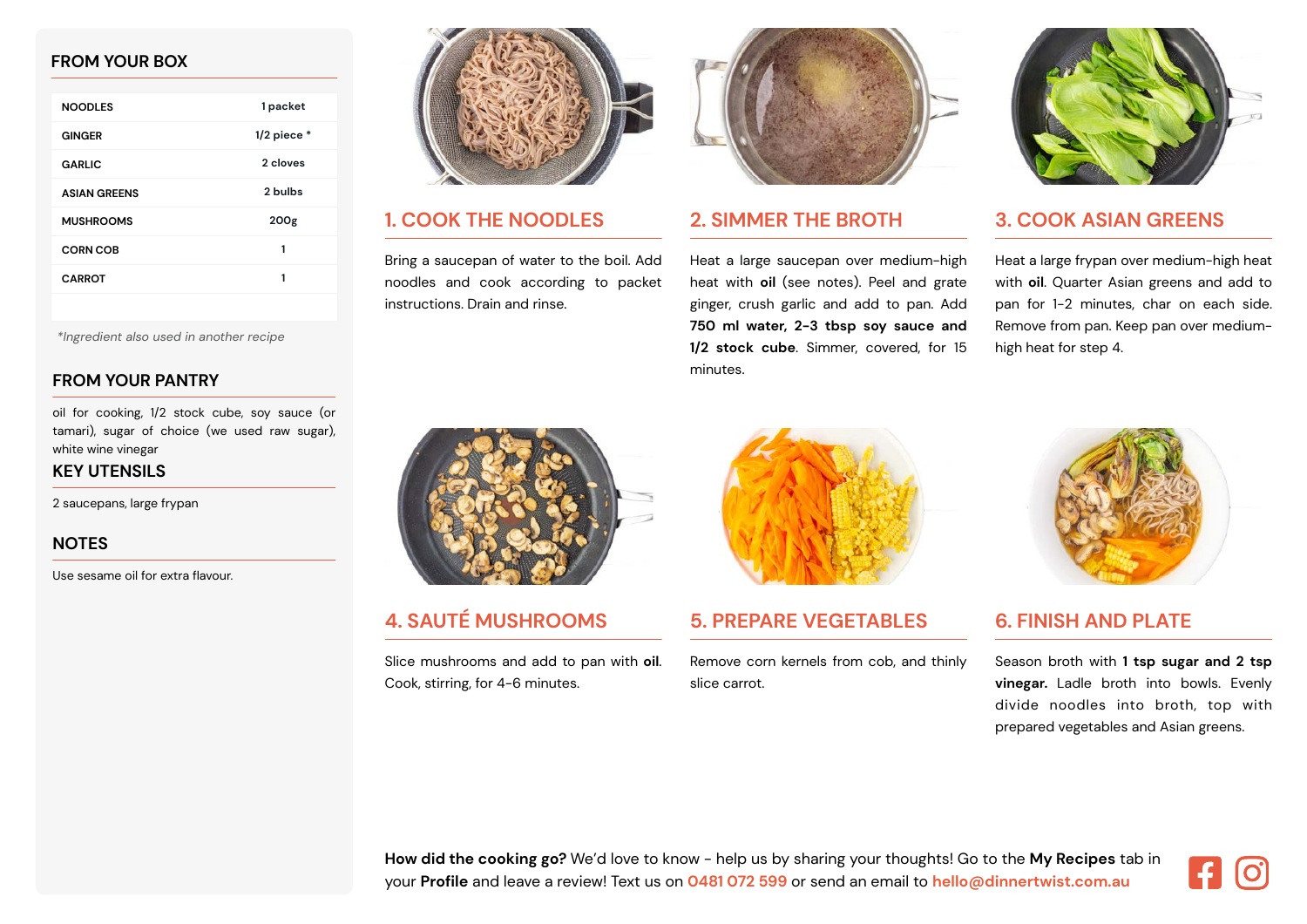## FROM YOUR BOX

| | |
|---|---|
| NOODLES | 1 packet |
| GINGER | 1/2 piece * |
| GARLIC | 2 cloves |
| ASIAN GREENS | 2 bulbs |
| MUSHROOMS | 200g |
| CORN COB | 1 |
| CARROT | 1 |

*\*Ingredient also used in another recipe*

## FROM YOUR PANTRY

oil for cooking, 1/2 stock cube, soy sauce (or tamari), sugar of choice (we used raw sugar), white wine vinegar

## KEY UTENSILS

2 saucepans, large frypan

## NOTES

Use sesame oil for extra flavour.

## 1. COOK THE NOODLES

Bring a saucepan of water to the boil. Add noodles and cook according to packet instructions. Drain and rinse.

## 2. SIMMER THE BROTH

Heat a large saucepan over medium-high heat with **oil** (see notes). Peel and grate ginger, crush garlic and add to pan. Add **750 ml water, 2-3 tbsp soy sauce and 1/2 stock cube**. Simmer, covered, for 15 minutes.

## 3. COOK ASIAN GREENS

Heat a large frypan over medium-high heat with **oil**. Quarter Asian greens and add to pan for 1-2 minutes, char on each side. Remove from pan. Keep pan over medium-high heat for step 4.

## 4. SAUTÉ MUSHROOMS

Slice mushrooms and add to pan with **oil**. Cook, stirring, for 4-6 minutes.

## 5. PREPARE VEGETABLES

Remove corn kernels from cob, and thinly slice carrot.

## 6. FINISH AND PLATE

Season broth with **1 tsp sugar and 2 tsp vinegar.** Ladle broth into bowls. Evenly divide noodles into broth, top with prepared vegetables and Asian greens.

**How did the cooking go?** We'd love to know - help us by sharing your thoughts! Go to the **My Recipes** tab in your **Profile** and leave a review! Text us on 0481 072 599 or send an email to hello@dinnertwist.com.au